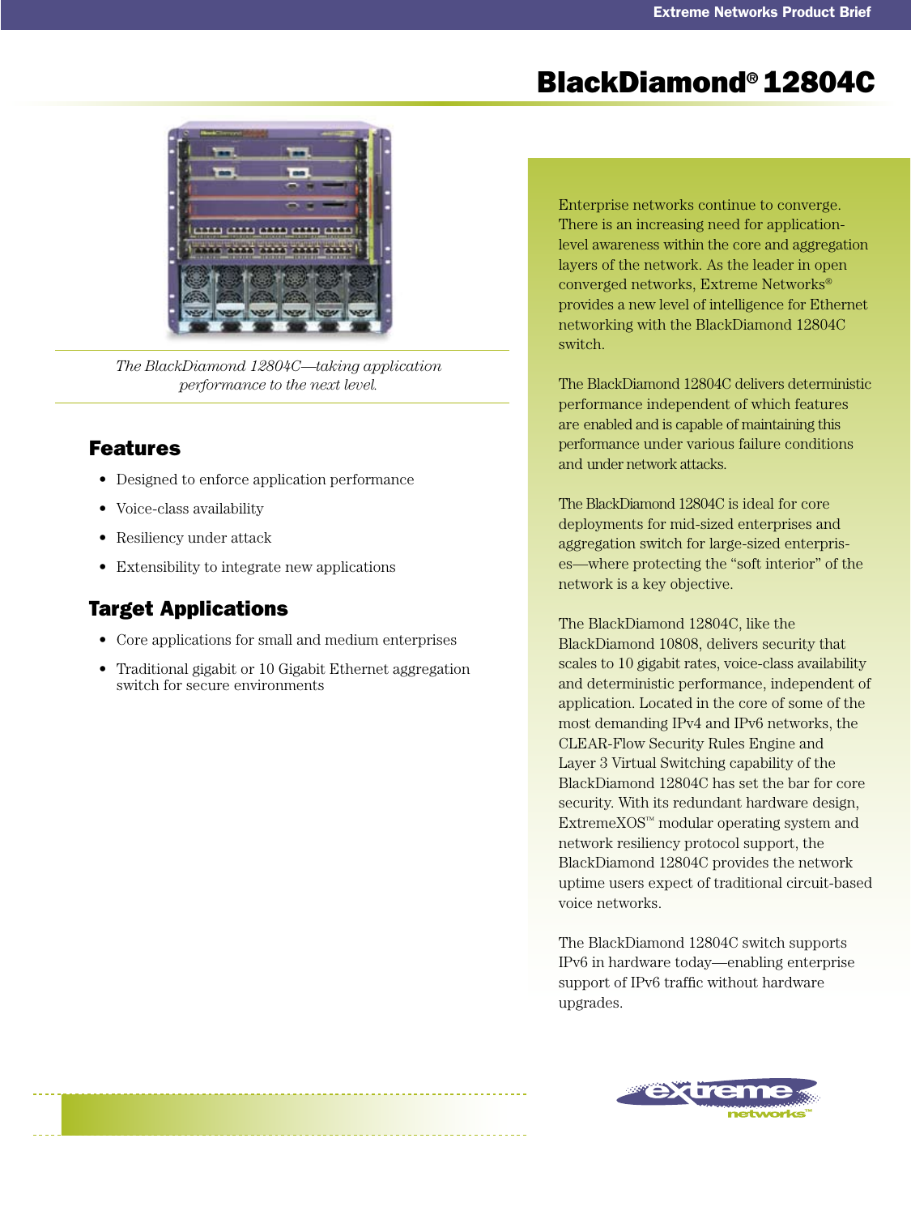# BlackDiamond® 12804C

*The BlackDiamond 12804C—taking application performance to the next level.*

## Features

- Designed to enforce application performance
- Voice-class availability
- Resiliency under attack
- Extensibility to integrate new applications

## Target Applications

- Core applications for small and medium enterprises
- Traditional gigabit or 10 Gigabit Ethernet aggregation switch for secure environments

Enterprise networks continue to converge. There is an increasing need for application-level awareness within the core and aggregation layers of the network. As the leader in open converged networks, Extreme Networks® provides a new level of intelligence for Ethernet networking with the BlackDiamond 12804C switch.

The BlackDiamond 12804C delivers deterministic performance independent of which features are enabled and is capable of maintaining this performance under various failure conditions and under network attacks.

The BlackDiamond 12804C is ideal for core deployments for mid-sized enterprises and aggregation switch for large-sized enterprises—where protecting the "soft interior" of the network is a key objective.

The BlackDiamond 12804C, like the BlackDiamond 10808, delivers security that scales to 10 gigabit rates, voice-class availability and deterministic performance, independent of application. Located in the core of some of the most demanding IPv4 and IPv6 networks, the CLEAR-Flow Security Rules Engine and Layer 3 Virtual Switching capability of the BlackDiamond 12804C has set the bar for core security. With its redundant hardware design, ExtremeXOS™ modular operating system and network resiliency protocol support, the BlackDiamond 12804C provides the network uptime users expect of traditional circuit-based voice networks.

The BlackDiamond 12804C switch supports IPv6 in hardware today—enabling enterprise support of IPv6 traffic without hardware upgrades.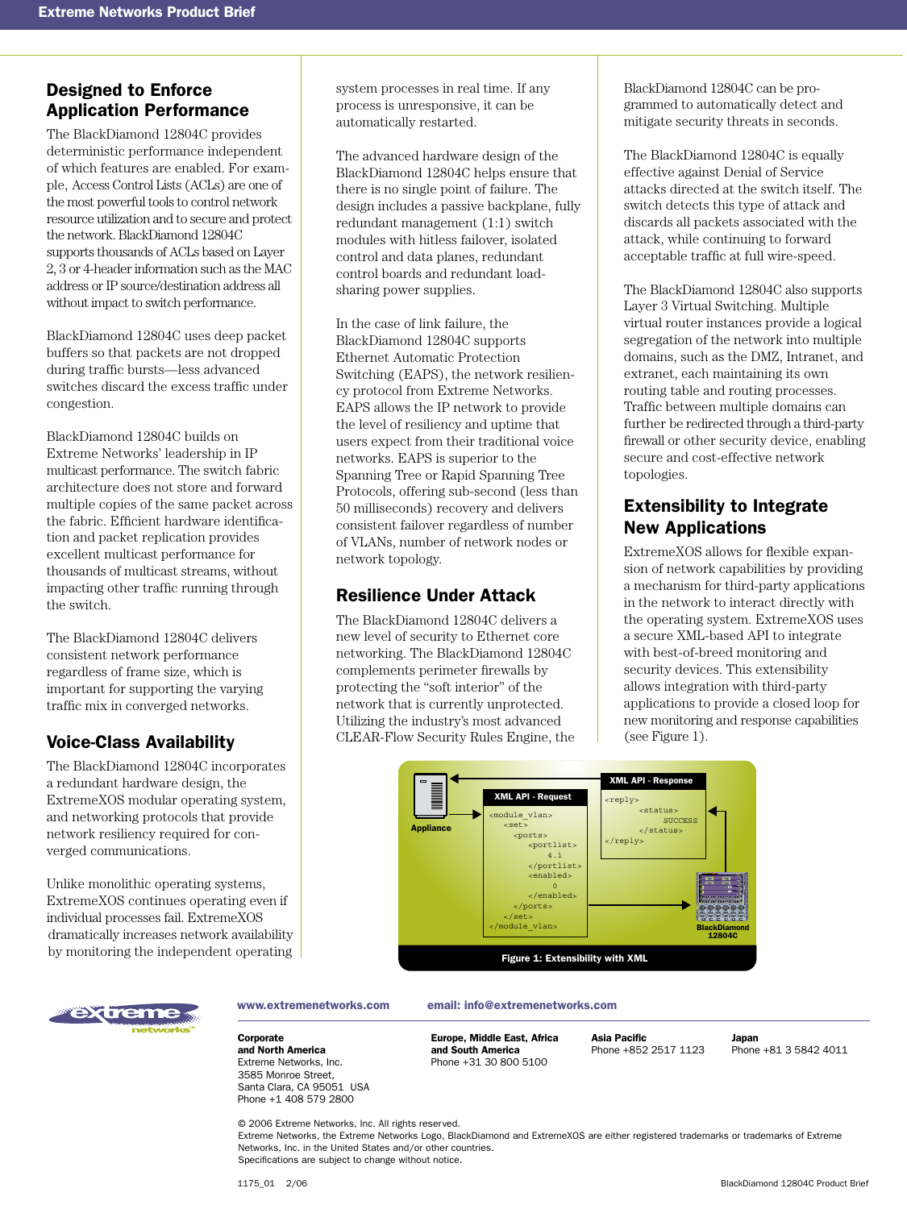## Designed to Enforce Application Performance

The BlackDiamond 12804C provides deterministic performance independent of which features are enabled. For example, Access Control Lists (ACLs) are one of the most powerful tools to control network resource utilization and to secure and protect the network. BlackDiamond 12804C supports thousands of ACLs based on Layer 2, 3 or 4-header information such as the MAC address or IP source/destination address all without impact to switch performance.

BlackDiamond 12804C uses deep packet buffers so that packets are not dropped during traffic bursts—less advanced switches discard the excess traffic under congestion.

BlackDiamond 12804C builds on Extreme Networks' leadership in IP multicast performance. The switch fabric architecture does not store and forward multiple copies of the same packet across the fabric. Efficient hardware identification and packet replication provides excellent multicast performance for thousands of multicast streams, without impacting other traffic running through the switch.

The BlackDiamond 12804C delivers consistent network performance regardless of frame size, which is important for supporting the varying traffic mix in converged networks.

## Voice-Class Availability

The BlackDiamond 12804C incorporates a redundant hardware design, the ExtremeXOS modular operating system, and networking protocols that provide the network resiliency required for converged communications.

Unlike monolithic operating systems, ExtremeXOS continues operating even if individual processes fail. ExtremeXOS dramatically increases network availability by monitoring the independent operating system processes in real time. If any process is unresponsive, it can be automatically restarted.

The advanced hardware design of the BlackDiamond 12804C helps ensure that there is no single point of failure. The design includes a passive backplane, fully redundant management (1:1) switch modules with hitless failover, isolated control and data planes, redundant control boards and redundant load-sharing power supplies.

In the case of link failure, the BlackDiamond 12804C supports Ethernet Automatic Protection Switching (EAPS), the network resiliency protocol from Extreme Networks. EAPS allows the IP network to provide the level of resiliency and uptime that users expect from their traditional voice networks. EAPS is superior to the Spanning Tree or Rapid Spanning Tree Protocols, offering sub-second (less than 50 milliseconds) recovery and delivers consistent failover regardless of number of VLANs, number of network nodes or network topology.

## Resilience Under Attack

The BlackDiamond 12804C delivers a new level of security to Ethernet core networking. The BlackDiamond 12804C complements perimeter firewalls by protecting the "soft interior" of the network that is currently unprotected. Utilizing the industry's most advanced CLEAR-Flow Security Rules Engine, the BlackDiamond 12804C can be programmed to automatically detect and mitigate security threats in seconds.

The BlackDiamond 12804C is equally effective against Denial of Service attacks directed at the switch itself. The switch detects this type of attack and discards all packets associated with the attack, while continuing to forward acceptable traffic at full wire-speed.

The BlackDiamond 12804C also supports Layer 3 Virtual Switching. Multiple virtual router instances provide a logical segregation of the network into multiple domains, such as the DMZ, Intranet, and extranet, each maintaining its own routing table and routing processes. Traffic between multiple domains can further be redirected through a third-party firewall or other security device, enabling secure and cost-effective network topologies.

## Extensibility to Integrate New Applications

ExtremeXOS allows for flexible expansion of network capabilities by providing a mechanism for third-party applications in the network to interact directly with the operating system. ExtremeXOS uses a secure XML-based API to integrate with best-of-breed monitoring and security devices. This extensibility allows integration with third-party applications to provide a closed loop for new monitoring and response capabilities (see Figure 1).

Appliance

XML API - Request

```
<module_vlan>
  <set>
    <ports>
      <portlist>
        4.1
      </portlist>
      <enabled>
        0
      </enabled>
    </ports>
  </set>
</module_vlan>
```

XML API - Response

```
<reply>
    <status>
        SUCCESS
    </status>
</reply>
```

BlackDiamond 12804C

Figure 1: Extensibility with XML

www.extremenetworks.com    email: info@extremenetworks.com

**Corporate and North America**
Extreme Networks, Inc.
3585 Monroe Street,
Santa Clara, CA 95051 USA
Phone +1 408 579 2800

**Europe, Middle East, Africa and South America**
Phone +31 30 800 5100

**Asia Pacific**
Phone +852 2517 1123

**Japan**
Phone +81 3 5842 4011

© 2006 Extreme Networks, Inc. All rights reserved.
Extreme Networks, the Extreme Networks Logo, BlackDiamond and ExtremeXOS are either registered trademarks or trademarks of Extreme Networks, Inc. in the United States and/or other countries.
Specifications are subject to change without notice.

1175_01 2/06